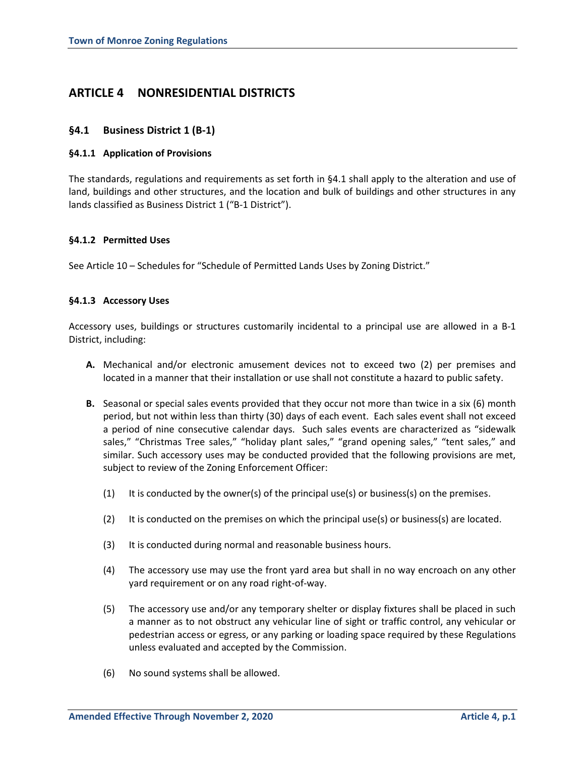# ARTICLE 4 NONRESIDENTIAL DISTRICTS

## §4.1 Business District 1 (B-1)

### §4.1.1 Application of Provisions

The standards, regulations and requirements as set forth in §4.1 shall apply to the alteration and use of land, buildings and other structures, and the location and bulk of buildings and other structures in any lands classified as Business District 1 ("B-1 District").

### §4.1.2 Permitted Uses

See Article 10 – Schedules for "Schedule of Permitted Lands Uses by Zoning District."

### §4.1.3 Accessory Uses

Accessory uses, buildings or structures customarily incidental to a principal use are allowed in a B-1 District, including:

**A.** Mechanical and/or electronic amusement devices not to exceed two (2) per premises and located in a manner that their installation or use shall not constitute a hazard to public safety.

**B.** Seasonal or special sales events provided that they occur not more than twice in a six (6) month period, but not within less than thirty (30) days of each event. Each sales event shall not exceed a period of nine consecutive calendar days. Such sales events are characterized as "sidewalk sales," "Christmas Tree sales," "holiday plant sales," "grand opening sales," "tent sales," and similar. Such accessory uses may be conducted provided that the following provisions are met, subject to review of the Zoning Enforcement Officer:

(1) It is conducted by the owner(s) of the principal use(s) or business(s) on the premises.

(2) It is conducted on the premises on which the principal use(s) or business(s) are located.

(3) It is conducted during normal and reasonable business hours.

(4) The accessory use may use the front yard area but shall in no way encroach on any other yard requirement or on any road right-of-way.

(5) The accessory use and/or any temporary shelter or display fixtures shall be placed in such a manner as to not obstruct any vehicular line of sight or traffic control, any vehicular or pedestrian access or egress, or any parking or loading space required by these Regulations unless evaluated and accepted by the Commission.

(6) No sound systems shall be allowed.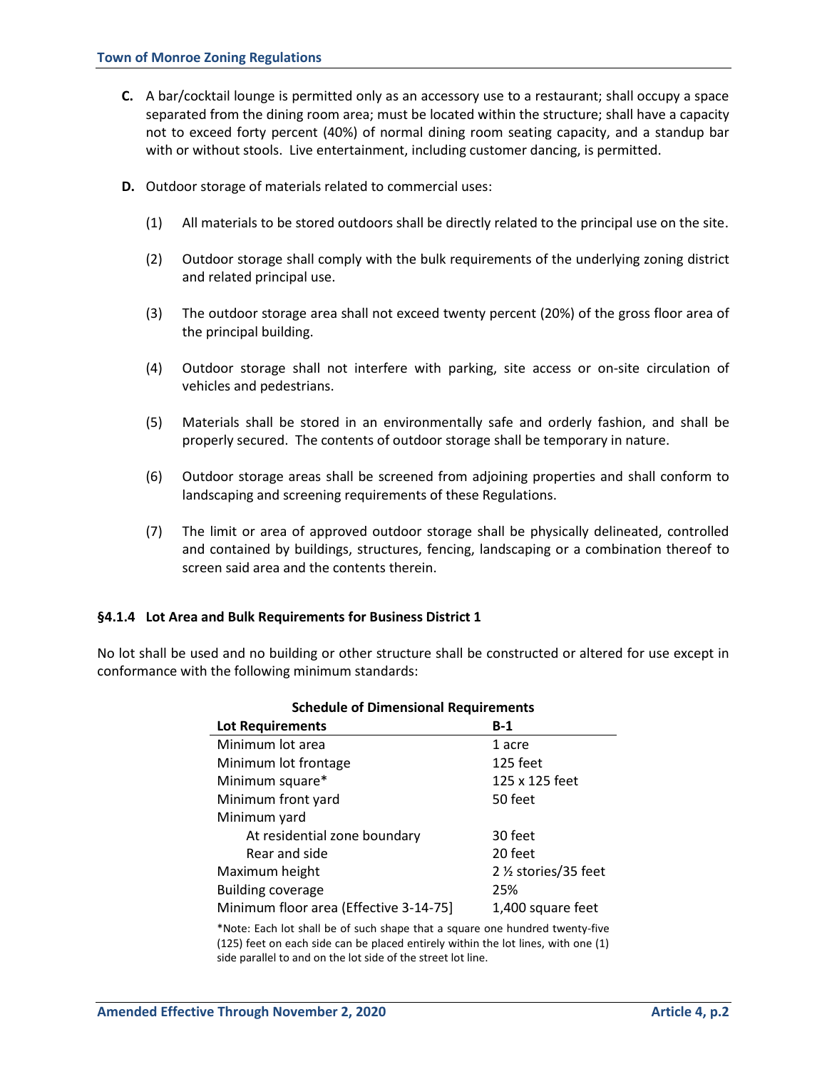**C.** A bar/cocktail lounge is permitted only as an accessory use to a restaurant; shall occupy a space separated from the dining room area; must be located within the structure; shall have a capacity not to exceed forty percent (40%) of normal dining room seating capacity, and a standup bar with or without stools. Live entertainment, including customer dancing, is permitted.

**D.** Outdoor storage of materials related to commercial uses:

(1) All materials to be stored outdoors shall be directly related to the principal use on the site.

(2) Outdoor storage shall comply with the bulk requirements of the underlying zoning district and related principal use.

(3) The outdoor storage area shall not exceed twenty percent (20%) of the gross floor area of the principal building.

(4) Outdoor storage shall not interfere with parking, site access or on-site circulation of vehicles and pedestrians.

(5) Materials shall be stored in an environmentally safe and orderly fashion, and shall be properly secured. The contents of outdoor storage shall be temporary in nature.

(6) Outdoor storage areas shall be screened from adjoining properties and shall conform to landscaping and screening requirements of these Regulations.

(7) The limit or area of approved outdoor storage shall be physically delineated, controlled and contained by buildings, structures, fencing, landscaping or a combination thereof to screen said area and the contents therein.

### §4.1.4 Lot Area and Bulk Requirements for Business District 1

No lot shall be used and no building or other structure shall be constructed or altered for use except in conformance with the following minimum standards:

**Schedule of Dimensional Requirements**

| Lot Requirements | B-1 |
|---|---|
| Minimum lot area | 1 acre |
| Minimum lot frontage | 125 feet |
| Minimum square* | 125 x 125 feet |
| Minimum front yard | 50 feet |
| Minimum yard | |
| At residential zone boundary | 30 feet |
| Rear and side | 20 feet |
| Maximum height | 2 ½ stories/35 feet |
| Building coverage | 25% |
| Minimum floor area (Effective 3-14-75] | 1,400 square feet |

*Note: Each lot shall be of such shape that a square one hundred twenty-five (125) feet on each side can be placed entirely within the lot lines, with one (1) side parallel to and on the lot side of the street lot line.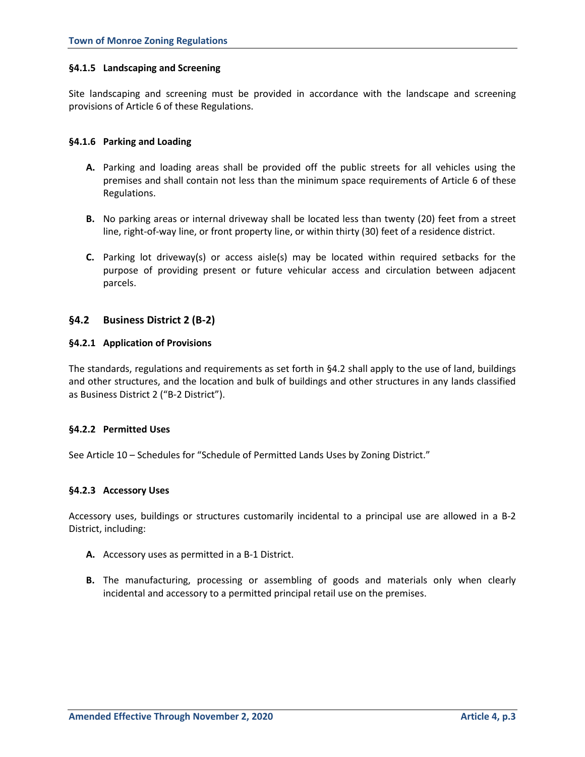#### §4.1.5 Landscaping and Screening

Site landscaping and screening must be provided in accordance with the landscape and screening provisions of Article 6 of these Regulations.

#### §4.1.6 Parking and Loading

**A.** Parking and loading areas shall be provided off the public streets for all vehicles using the premises and shall contain not less than the minimum space requirements of Article 6 of these Regulations.

**B.** No parking areas or internal driveway shall be located less than twenty (20) feet from a street line, right-of-way line, or front property line, or within thirty (30) feet of a residence district.

**C.** Parking lot driveway(s) or access aisle(s) may be located within required setbacks for the purpose of providing present or future vehicular access and circulation between adjacent parcels.

### §4.2 Business District 2 (B-2)

#### §4.2.1 Application of Provisions

The standards, regulations and requirements as set forth in §4.2 shall apply to the use of land, buildings and other structures, and the location and bulk of buildings and other structures in any lands classified as Business District 2 ("B-2 District").

#### §4.2.2 Permitted Uses

See Article 10 – Schedules for "Schedule of Permitted Lands Uses by Zoning District."

#### §4.2.3 Accessory Uses

Accessory uses, buildings or structures customarily incidental to a principal use are allowed in a B-2 District, including:

**A.** Accessory uses as permitted in a B-1 District.

**B.** The manufacturing, processing or assembling of goods and materials only when clearly incidental and accessory to a permitted principal retail use on the premises.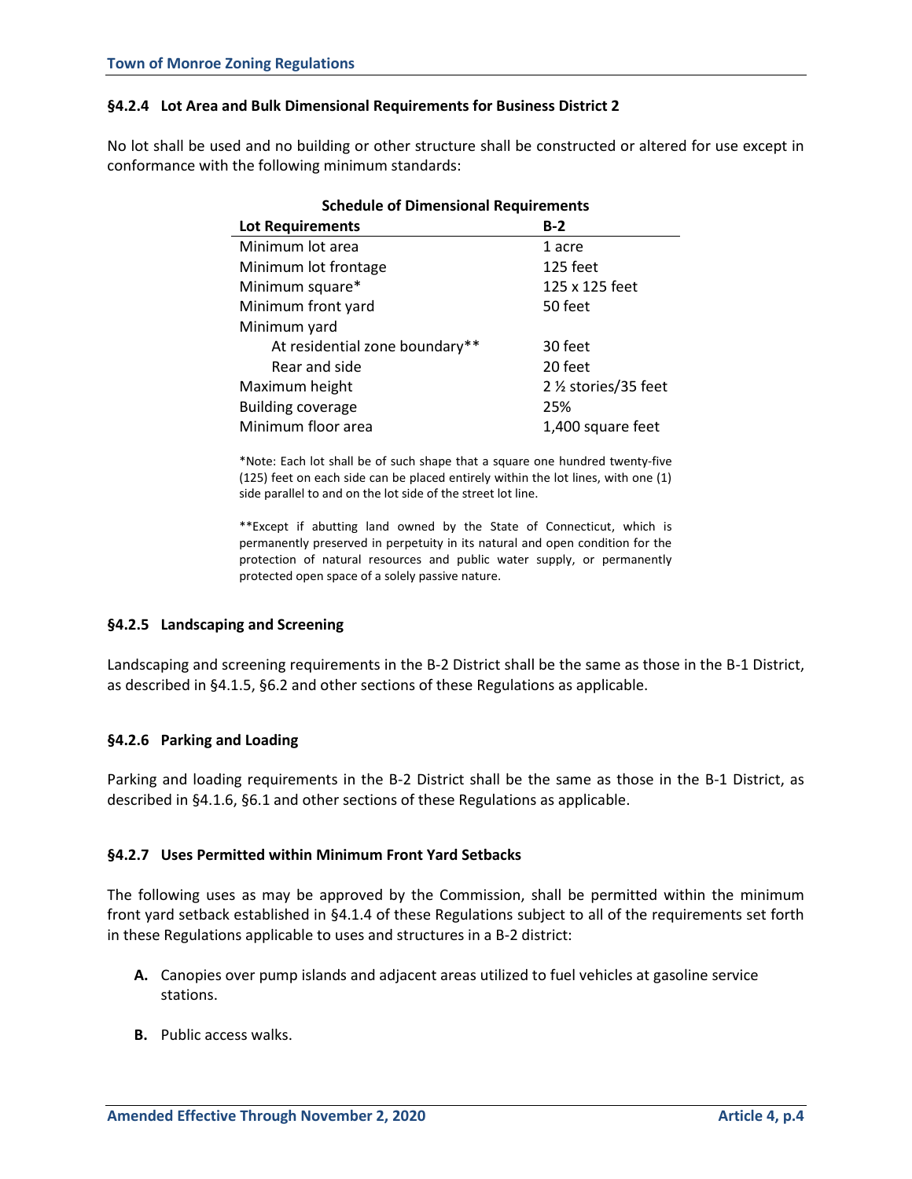### §4.2.4 Lot Area and Bulk Dimensional Requirements for Business District 2

No lot shall be used and no building or other structure shall be constructed or altered for use except in conformance with the following minimum standards:

**Schedule of Dimensional Requirements**

| Lot Requirements | B-2 |
|---|---|
| Minimum lot area | 1 acre |
| Minimum lot frontage | 125 feet |
| Minimum square* | 125 x 125 feet |
| Minimum front yard | 50 feet |
| Minimum yard | |
| At residential zone boundary** | 30 feet |
| Rear and side | 20 feet |
| Maximum height | 2 ½ stories/35 feet |
| Building coverage | 25% |
| Minimum floor area | 1,400 square feet |

*Note: Each lot shall be of such shape that a square one hundred twenty-five (125) feet on each side can be placed entirely within the lot lines, with one (1) side parallel to and on the lot side of the street lot line.

**Except if abutting land owned by the State of Connecticut, which is permanently preserved in perpetuity in its natural and open condition for the protection of natural resources and public water supply, or permanently protected open space of a solely passive nature.

### §4.2.5 Landscaping and Screening

Landscaping and screening requirements in the B-2 District shall be the same as those in the B-1 District, as described in §4.1.5, §6.2 and other sections of these Regulations as applicable.

### §4.2.6 Parking and Loading

Parking and loading requirements in the B-2 District shall be the same as those in the B-1 District, as described in §4.1.6, §6.1 and other sections of these Regulations as applicable.

### §4.2.7 Uses Permitted within Minimum Front Yard Setbacks

The following uses as may be approved by the Commission, shall be permitted within the minimum front yard setback established in §4.1.4 of these Regulations subject to all of the requirements set forth in these Regulations applicable to uses and structures in a B-2 district:

**A.** Canopies over pump islands and adjacent areas utilized to fuel vehicles at gasoline service stations.

**B.** Public access walks.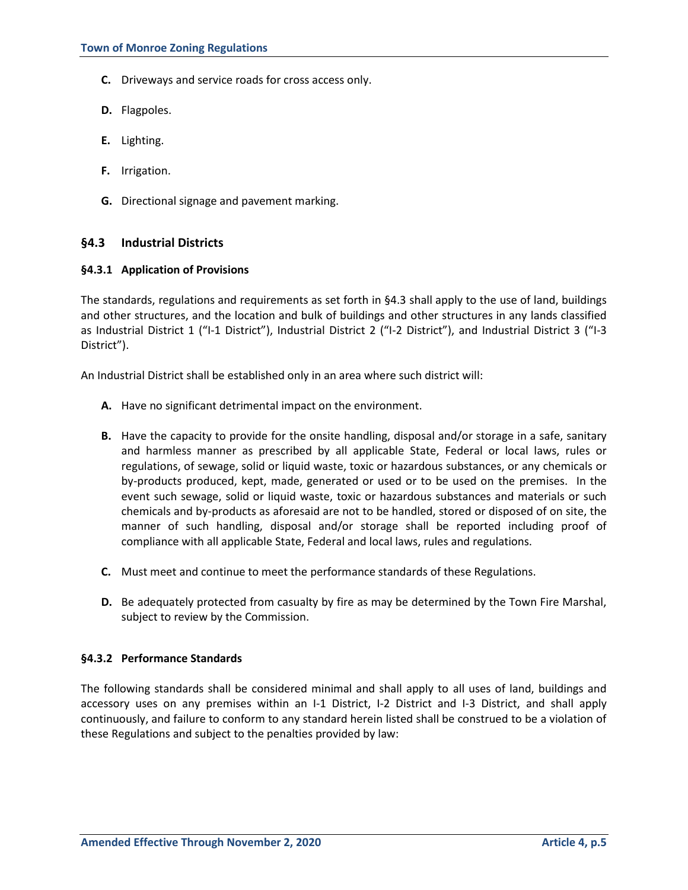**C.** Driveways and service roads for cross access only.

**D.** Flagpoles.

**E.** Lighting.

**F.** Irrigation.

**G.** Directional signage and pavement marking.

## §4.3 Industrial Districts

### §4.3.1 Application of Provisions

The standards, regulations and requirements as set forth in §4.3 shall apply to the use of land, buildings and other structures, and the location and bulk of buildings and other structures in any lands classified as Industrial District 1 ("I-1 District"), Industrial District 2 ("I-2 District"), and Industrial District 3 ("I-3 District").

An Industrial District shall be established only in an area where such district will:

**A.** Have no significant detrimental impact on the environment.

**B.** Have the capacity to provide for the onsite handling, disposal and/or storage in a safe, sanitary and harmless manner as prescribed by all applicable State, Federal or local laws, rules or regulations, of sewage, solid or liquid waste, toxic or hazardous substances, or any chemicals or by-products produced, kept, made, generated or used or to be used on the premises. In the event such sewage, solid or liquid waste, toxic or hazardous substances and materials or such chemicals and by-products as aforesaid are not to be handled, stored or disposed of on site, the manner of such handling, disposal and/or storage shall be reported including proof of compliance with all applicable State, Federal and local laws, rules and regulations.

**C.** Must meet and continue to meet the performance standards of these Regulations.

**D.** Be adequately protected from casualty by fire as may be determined by the Town Fire Marshal, subject to review by the Commission.

### §4.3.2 Performance Standards

The following standards shall be considered minimal and shall apply to all uses of land, buildings and accessory uses on any premises within an I-1 District, I-2 District and I-3 District, and shall apply continuously, and failure to conform to any standard herein listed shall be construed to be a violation of these Regulations and subject to the penalties provided by law: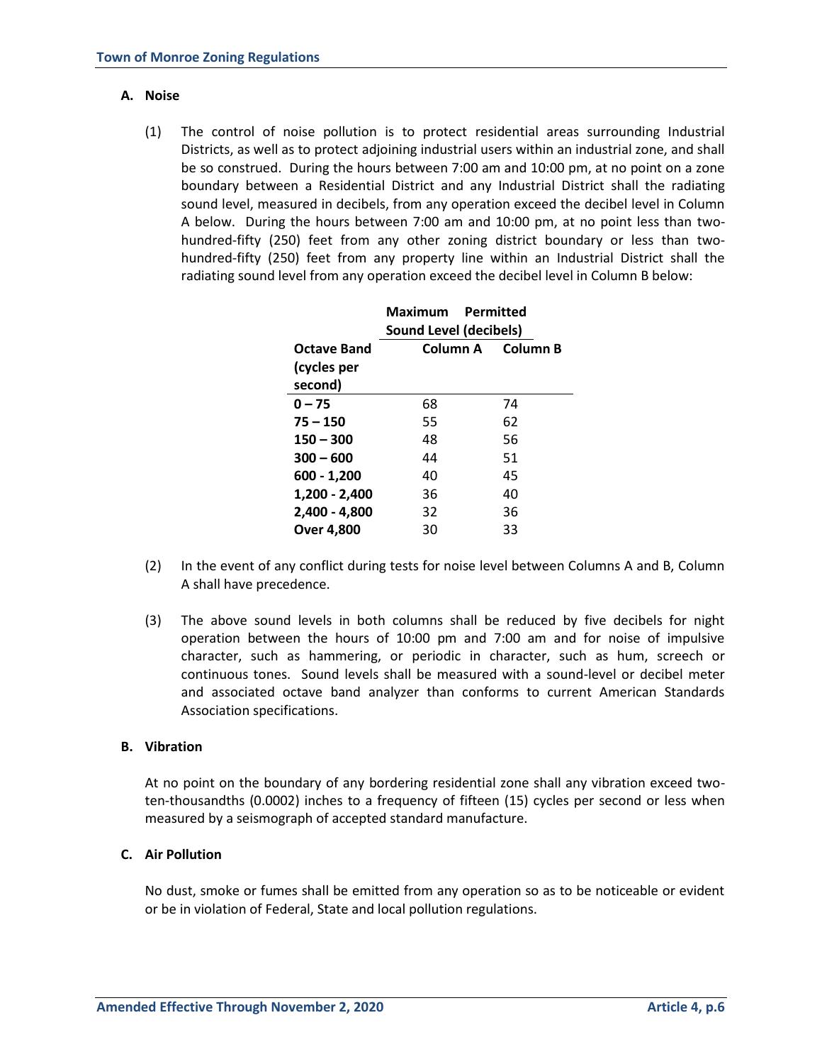### A. Noise

(1) The control of noise pollution is to protect residential areas surrounding Industrial Districts, as well as to protect adjoining industrial users within an industrial zone, and shall be so construed. During the hours between 7:00 am and 10:00 pm, at no point on a zone boundary between a Residential District and any Industrial District shall the radiating sound level, measured in decibels, from any operation exceed the decibel level in Column A below. During the hours between 7:00 am and 10:00 pm, at no point less than two-hundred-fifty (250) feet from any other zoning district boundary or less than two-hundred-fifty (250) feet from any property line within an Industrial District shall the radiating sound level from any operation exceed the decibel level in Column B below:

| | **Maximum Permitted Sound Level (decibels)** | |
|---|---|---|
| **Octave Band (cycles per second)** | **Column A** | **Column B** |
| **0 – 75** | 68 | 74 |
| **75 – 150** | 55 | 62 |
| **150 – 300** | 48 | 56 |
| **300 – 600** | 44 | 51 |
| **600 - 1,200** | 40 | 45 |
| **1,200 - 2,400** | 36 | 40 |
| **2,400 - 4,800** | 32 | 36 |
| **Over 4,800** | 30 | 33 |

(2) In the event of any conflict during tests for noise level between Columns A and B, Column A shall have precedence.

(3) The above sound levels in both columns shall be reduced by five decibels for night operation between the hours of 10:00 pm and 7:00 am and for noise of impulsive character, such as hammering, or periodic in character, such as hum, screech or continuous tones. Sound levels shall be measured with a sound-level or decibel meter and associated octave band analyzer than conforms to current American Standards Association specifications.

### B. Vibration

At no point on the boundary of any bordering residential zone shall any vibration exceed two-ten-thousandths (0.0002) inches to a frequency of fifteen (15) cycles per second or less when measured by a seismograph of accepted standard manufacture.

### C. Air Pollution

No dust, smoke or fumes shall be emitted from any operation so as to be noticeable or evident or be in violation of Federal, State and local pollution regulations.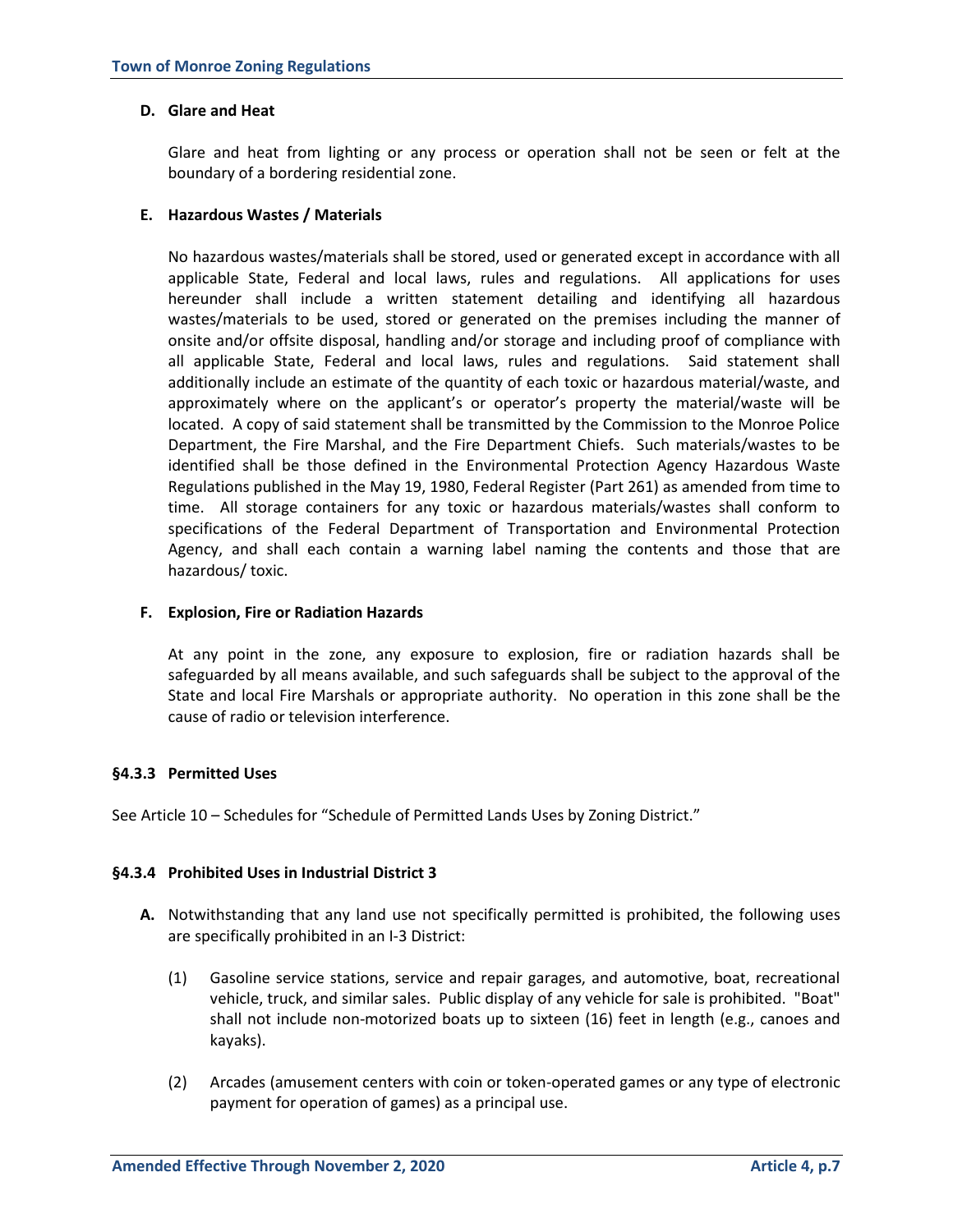**D. Glare and Heat**

Glare and heat from lighting or any process or operation shall not be seen or felt at the boundary of a bordering residential zone.

**E. Hazardous Wastes / Materials**

No hazardous wastes/materials shall be stored, used or generated except in accordance with all applicable State, Federal and local laws, rules and regulations. All applications for uses hereunder shall include a written statement detailing and identifying all hazardous wastes/materials to be used, stored or generated on the premises including the manner of onsite and/or offsite disposal, handling and/or storage and including proof of compliance with all applicable State, Federal and local laws, rules and regulations. Said statement shall additionally include an estimate of the quantity of each toxic or hazardous material/waste, and approximately where on the applicant's or operator's property the material/waste will be located. A copy of said statement shall be transmitted by the Commission to the Monroe Police Department, the Fire Marshal, and the Fire Department Chiefs. Such materials/wastes to be identified shall be those defined in the Environmental Protection Agency Hazardous Waste Regulations published in the May 19, 1980, Federal Register (Part 261) as amended from time to time. All storage containers for any toxic or hazardous materials/wastes shall conform to specifications of the Federal Department of Transportation and Environmental Protection Agency, and shall each contain a warning label naming the contents and those that are hazardous/ toxic.

**F. Explosion, Fire or Radiation Hazards**

At any point in the zone, any exposure to explosion, fire or radiation hazards shall be safeguarded by all means available, and such safeguards shall be subject to the approval of the State and local Fire Marshals or appropriate authority. No operation in this zone shall be the cause of radio or television interference.

### §4.3.3 Permitted Uses

See Article 10 – Schedules for "Schedule of Permitted Lands Uses by Zoning District."

### §4.3.4 Prohibited Uses in Industrial District 3

**A.** Notwithstanding that any land use not specifically permitted is prohibited, the following uses are specifically prohibited in an I-3 District:

(1) Gasoline service stations, service and repair garages, and automotive, boat, recreational vehicle, truck, and similar sales. Public display of any vehicle for sale is prohibited. "Boat" shall not include non-motorized boats up to sixteen (16) feet in length (e.g., canoes and kayaks).

(2) Arcades (amusement centers with coin or token-operated games or any type of electronic payment for operation of games) as a principal use.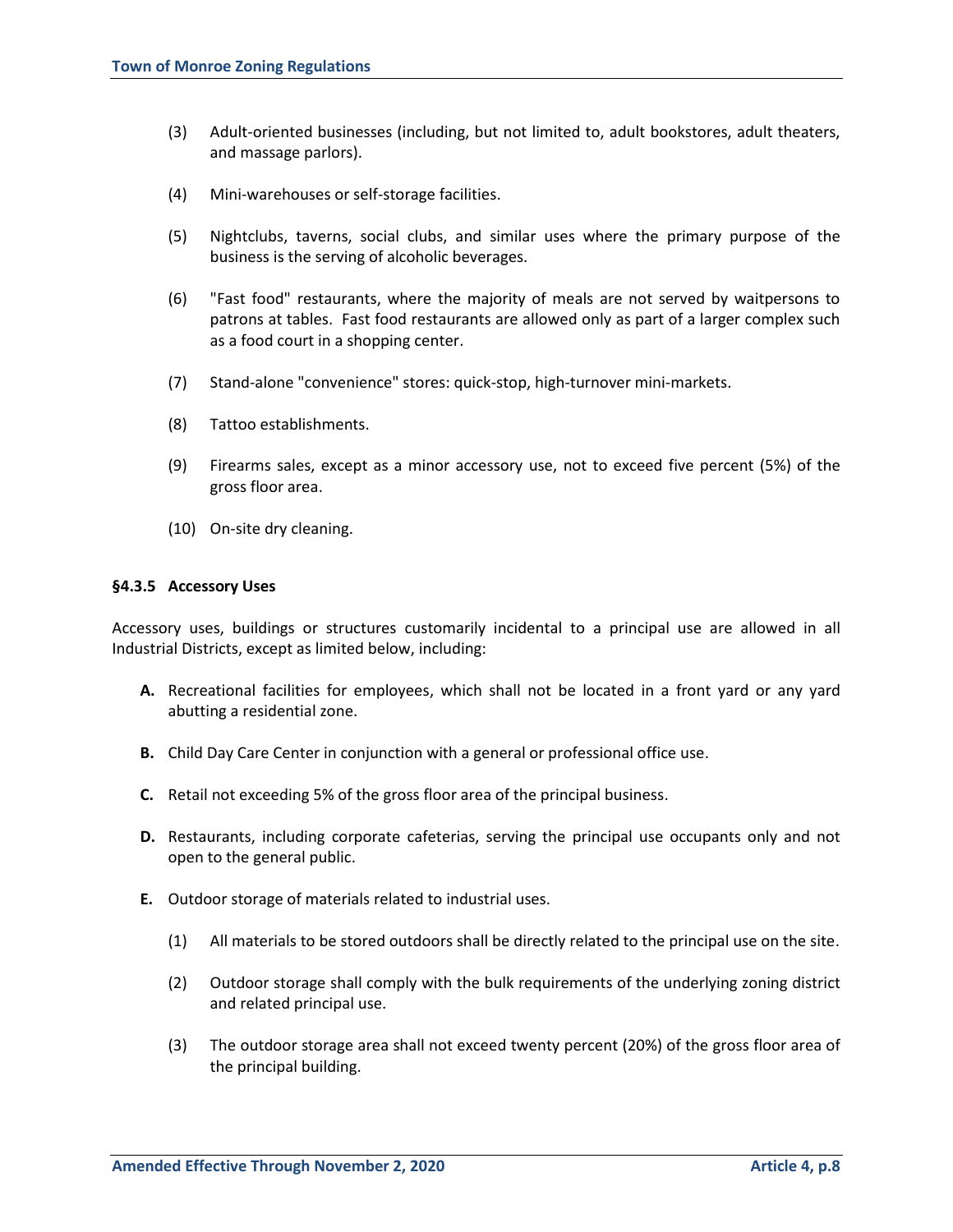(3) Adult-oriented businesses (including, but not limited to, adult bookstores, adult theaters, and massage parlors).

(4) Mini-warehouses or self-storage facilities.

(5) Nightclubs, taverns, social clubs, and similar uses where the primary purpose of the business is the serving of alcoholic beverages.

(6) "Fast food" restaurants, where the majority of meals are not served by waitpersons to patrons at tables. Fast food restaurants are allowed only as part of a larger complex such as a food court in a shopping center.

(7) Stand-alone "convenience" stores: quick-stop, high-turnover mini-markets.

(8) Tattoo establishments.

(9) Firearms sales, except as a minor accessory use, not to exceed five percent (5%) of the gross floor area.

(10) On-site dry cleaning.

#### §4.3.5 Accessory Uses

Accessory uses, buildings or structures customarily incidental to a principal use are allowed in all Industrial Districts, except as limited below, including:

**A.** Recreational facilities for employees, which shall not be located in a front yard or any yard abutting a residential zone.

**B.** Child Day Care Center in conjunction with a general or professional office use.

**C.** Retail not exceeding 5% of the gross floor area of the principal business.

**D.** Restaurants, including corporate cafeterias, serving the principal use occupants only and not open to the general public.

**E.** Outdoor storage of materials related to industrial uses.

(1) All materials to be stored outdoors shall be directly related to the principal use on the site.

(2) Outdoor storage shall comply with the bulk requirements of the underlying zoning district and related principal use.

(3) The outdoor storage area shall not exceed twenty percent (20%) of the gross floor area of the principal building.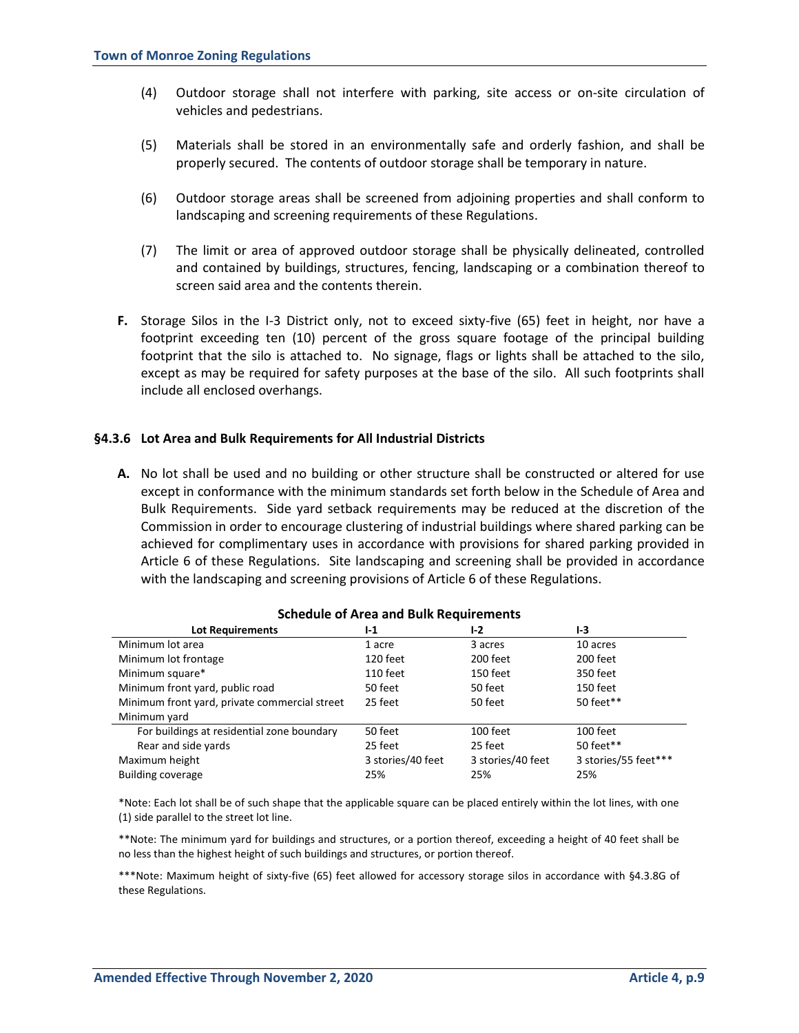(4) Outdoor storage shall not interfere with parking, site access or on-site circulation of vehicles and pedestrians.

(5) Materials shall be stored in an environmentally safe and orderly fashion, and shall be properly secured. The contents of outdoor storage shall be temporary in nature.

(6) Outdoor storage areas shall be screened from adjoining properties and shall conform to landscaping and screening requirements of these Regulations.

(7) The limit or area of approved outdoor storage shall be physically delineated, controlled and contained by buildings, structures, fencing, landscaping or a combination thereof to screen said area and the contents therein.

**F.** Storage Silos in the I-3 District only, not to exceed sixty-five (65) feet in height, nor have a footprint exceeding ten (10) percent of the gross square footage of the principal building footprint that the silo is attached to. No signage, flags or lights shall be attached to the silo, except as may be required for safety purposes at the base of the silo. All such footprints shall include all enclosed overhangs.

### §4.3.6 Lot Area and Bulk Requirements for All Industrial Districts

**A.** No lot shall be used and no building or other structure shall be constructed or altered for use except in conformance with the minimum standards set forth below in the Schedule of Area and Bulk Requirements. Side yard setback requirements may be reduced at the discretion of the Commission in order to encourage clustering of industrial buildings where shared parking can be achieved for complimentary uses in accordance with provisions for shared parking provided in Article 6 of these Regulations. Site landscaping and screening shall be provided in accordance with the landscaping and screening provisions of Article 6 of these Regulations.

**Schedule of Area and Bulk Requirements**

| Lot Requirements | I-1 | I-2 | I-3 |
|---|---|---|---|
| Minimum lot area | 1 acre | 3 acres | 10 acres |
| Minimum lot frontage | 120 feet | 200 feet | 200 feet |
| Minimum square* | 110 feet | 150 feet | 350 feet |
| Minimum front yard, public road | 50 feet | 50 feet | 150 feet |
| Minimum front yard, private commercial street | 25 feet | 50 feet | 50 feet** |
| Minimum yard | | | |
| For buildings at residential zone boundary | 50 feet | 100 feet | 100 feet |
| Rear and side yards | 25 feet | 25 feet | 50 feet** |
| Maximum height | 3 stories/40 feet | 3 stories/40 feet | 3 stories/55 feet*** |
| Building coverage | 25% | 25% | 25% |

*Note: Each lot shall be of such shape that the applicable square can be placed entirely within the lot lines, with one (1) side parallel to the street lot line.

**Note: The minimum yard for buildings and structures, or a portion thereof, exceeding a height of 40 feet shall be no less than the highest height of such buildings and structures, or portion thereof.

***Note: Maximum height of sixty-five (65) feet allowed for accessory storage silos in accordance with §4.3.8G of these Regulations.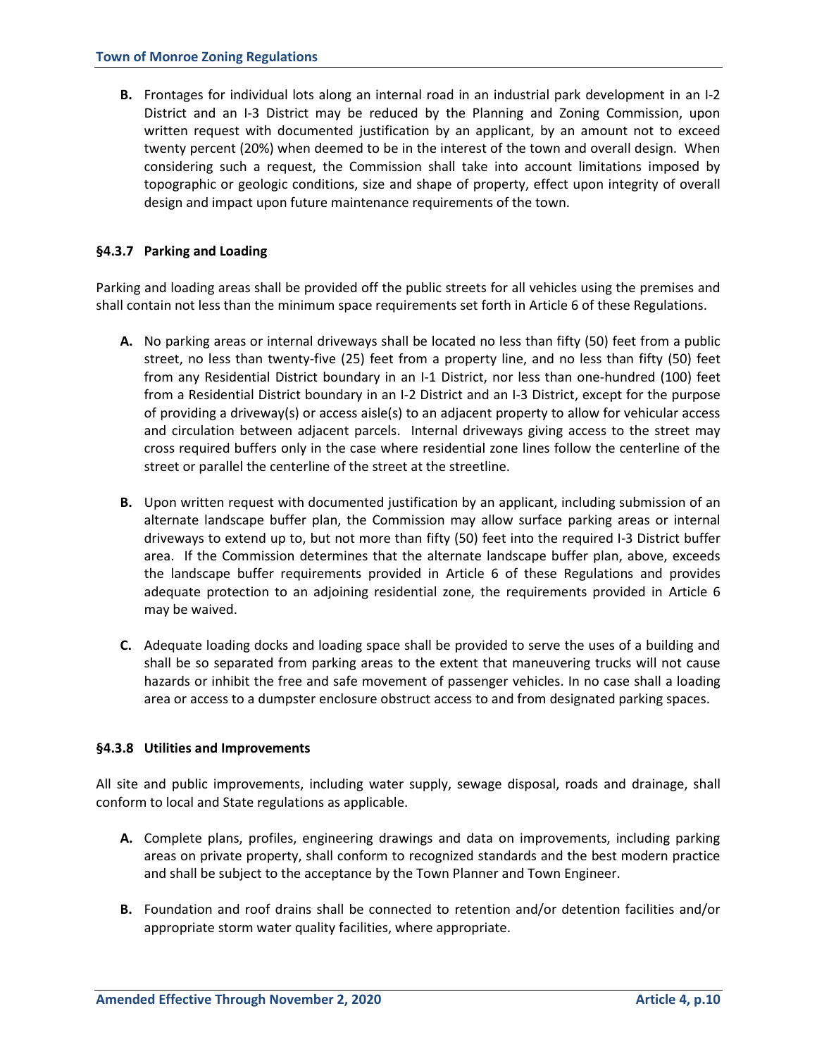**B.** Frontages for individual lots along an internal road in an industrial park development in an I-2 District and an I-3 District may be reduced by the Planning and Zoning Commission, upon written request with documented justification by an applicant, by an amount not to exceed twenty percent (20%) when deemed to be in the interest of the town and overall design. When considering such a request, the Commission shall take into account limitations imposed by topographic or geologic conditions, size and shape of property, effect upon integrity of overall design and impact upon future maintenance requirements of the town.

### §4.3.7 Parking and Loading

Parking and loading areas shall be provided off the public streets for all vehicles using the premises and shall contain not less than the minimum space requirements set forth in Article 6 of these Regulations.

**A.** No parking areas or internal driveways shall be located no less than fifty (50) feet from a public street, no less than twenty-five (25) feet from a property line, and no less than fifty (50) feet from any Residential District boundary in an I-1 District, nor less than one-hundred (100) feet from a Residential District boundary in an I-2 District and an I-3 District, except for the purpose of providing a driveway(s) or access aisle(s) to an adjacent property to allow for vehicular access and circulation between adjacent parcels. Internal driveways giving access to the street may cross required buffers only in the case where residential zone lines follow the centerline of the street or parallel the centerline of the street at the streetline.

**B.** Upon written request with documented justification by an applicant, including submission of an alternate landscape buffer plan, the Commission may allow surface parking areas or internal driveways to extend up to, but not more than fifty (50) feet into the required I-3 District buffer area. If the Commission determines that the alternate landscape buffer plan, above, exceeds the landscape buffer requirements provided in Article 6 of these Regulations and provides adequate protection to an adjoining residential zone, the requirements provided in Article 6 may be waived.

**C.** Adequate loading docks and loading space shall be provided to serve the uses of a building and shall be so separated from parking areas to the extent that maneuvering trucks will not cause hazards or inhibit the free and safe movement of passenger vehicles. In no case shall a loading area or access to a dumpster enclosure obstruct access to and from designated parking spaces.

### §4.3.8 Utilities and Improvements

All site and public improvements, including water supply, sewage disposal, roads and drainage, shall conform to local and State regulations as applicable.

**A.** Complete plans, profiles, engineering drawings and data on improvements, including parking areas on private property, shall conform to recognized standards and the best modern practice and shall be subject to the acceptance by the Town Planner and Town Engineer.

**B.** Foundation and roof drains shall be connected to retention and/or detention facilities and/or appropriate storm water quality facilities, where appropriate.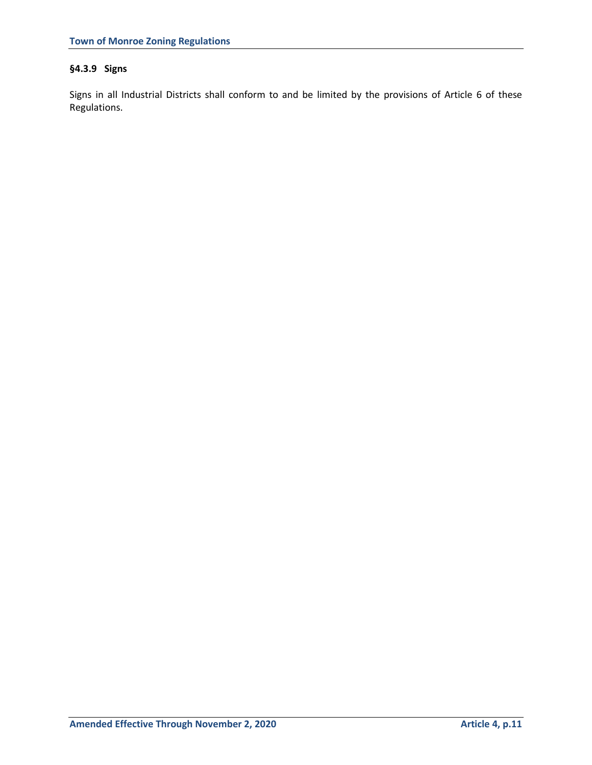### §4.3.9 Signs

Signs in all Industrial Districts shall conform to and be limited by the provisions of Article 6 of these Regulations.